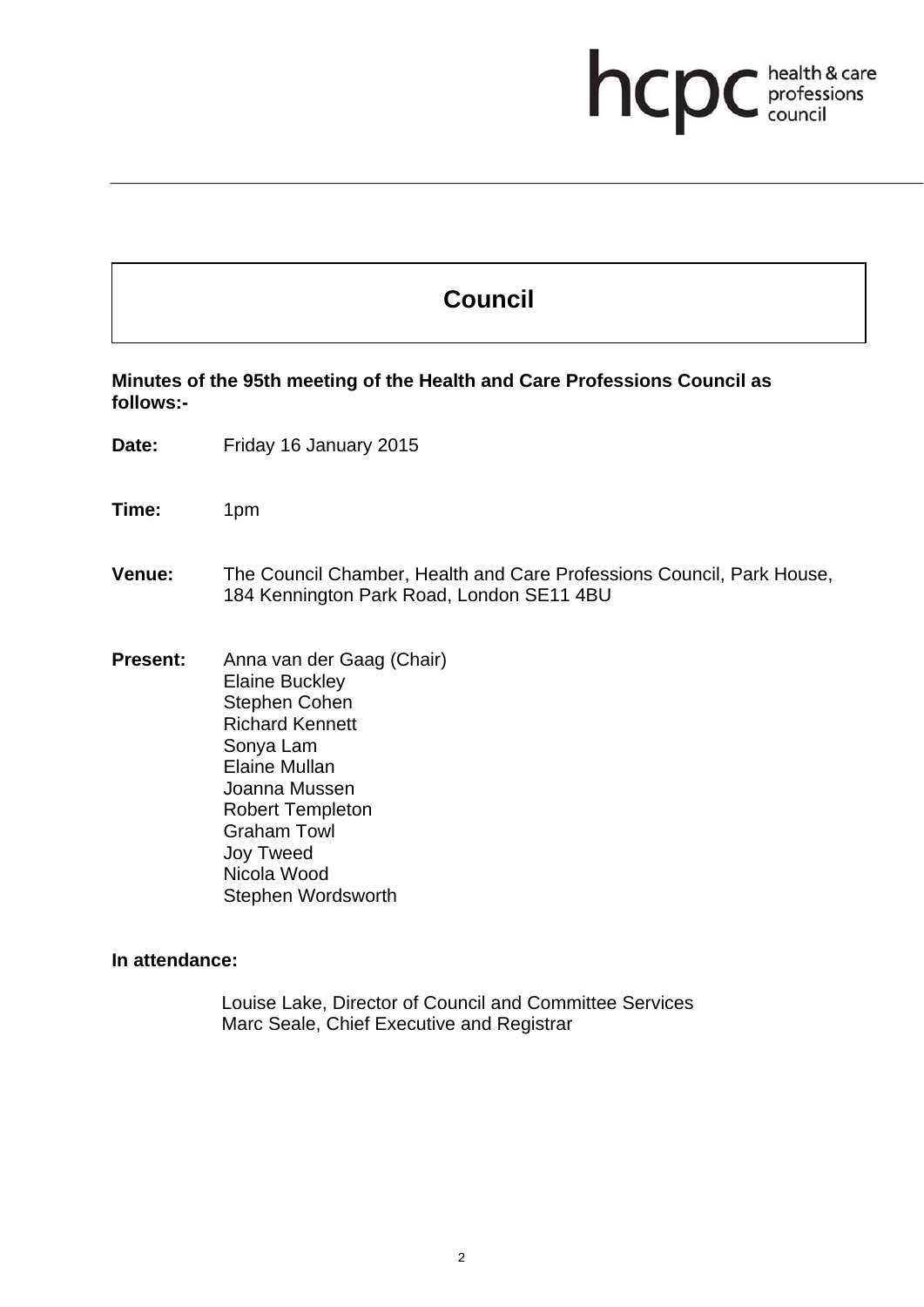# Council

**Minutes of the 95th meeting of the Health and Care Professions Council as follows:-**

**Date:** Friday 16 January 2015

**Time:** 1pm

**Venue:** The Council Chamber, Health and Care Professions Council, Park House, 184 Kennington Park Road, London SE11 4BU

**Present:** Anna van der Gaag (Chair)
Elaine Buckley
Stephen Cohen
Richard Kennett
Sonya Lam
Elaine Mullan
Joanna Mussen
Robert Templeton
Graham Towl
Joy Tweed
Nicola Wood
Stephen Wordsworth

**In attendance:**

Louise Lake, Director of Council and Committee Services
Marc Seale, Chief Executive and Registrar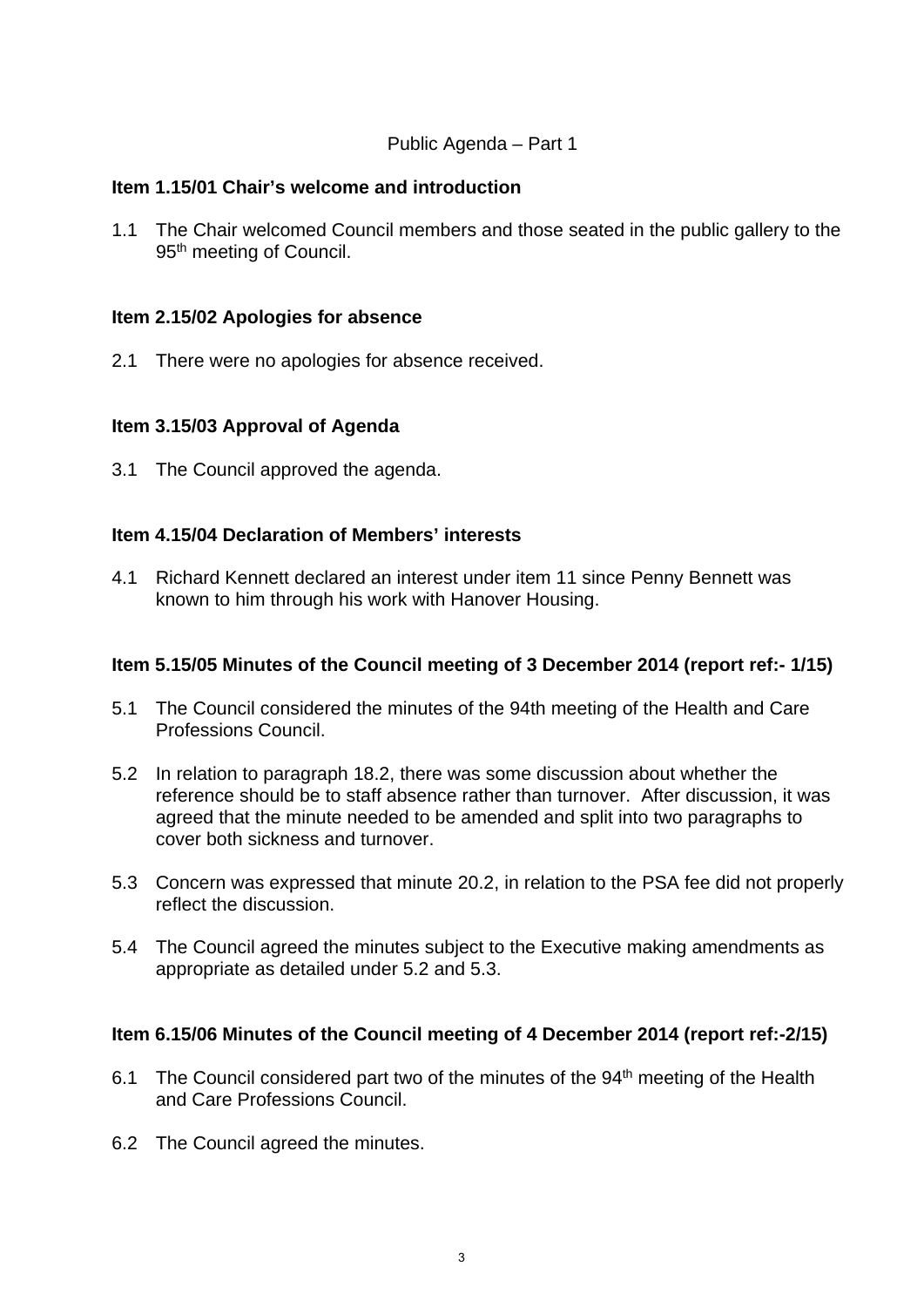Public Agenda – Part 1

### Item 1.15/01 Chair's welcome and introduction

1.1 The Chair welcomed Council members and those seated in the public gallery to the 95th meeting of Council.

### Item 2.15/02 Apologies for absence

2.1 There were no apologies for absence received.

### Item 3.15/03 Approval of Agenda

3.1 The Council approved the agenda.

### Item 4.15/04 Declaration of Members' interests

4.1 Richard Kennett declared an interest under item 11 since Penny Bennett was known to him through his work with Hanover Housing.

### Item 5.15/05 Minutes of the Council meeting of 3 December 2014 (report ref:- 1/15)

5.1 The Council considered the minutes of the 94th meeting of the Health and Care Professions Council.

5.2 In relation to paragraph 18.2, there was some discussion about whether the reference should be to staff absence rather than turnover. After discussion, it was agreed that the minute needed to be amended and split into two paragraphs to cover both sickness and turnover.

5.3 Concern was expressed that minute 20.2, in relation to the PSA fee did not properly reflect the discussion.

5.4 The Council agreed the minutes subject to the Executive making amendments as appropriate as detailed under 5.2 and 5.3.

### Item 6.15/06 Minutes of the Council meeting of 4 December 2014 (report ref:-2/15)

6.1 The Council considered part two of the minutes of the 94th meeting of the Health and Care Professions Council.

6.2 The Council agreed the minutes.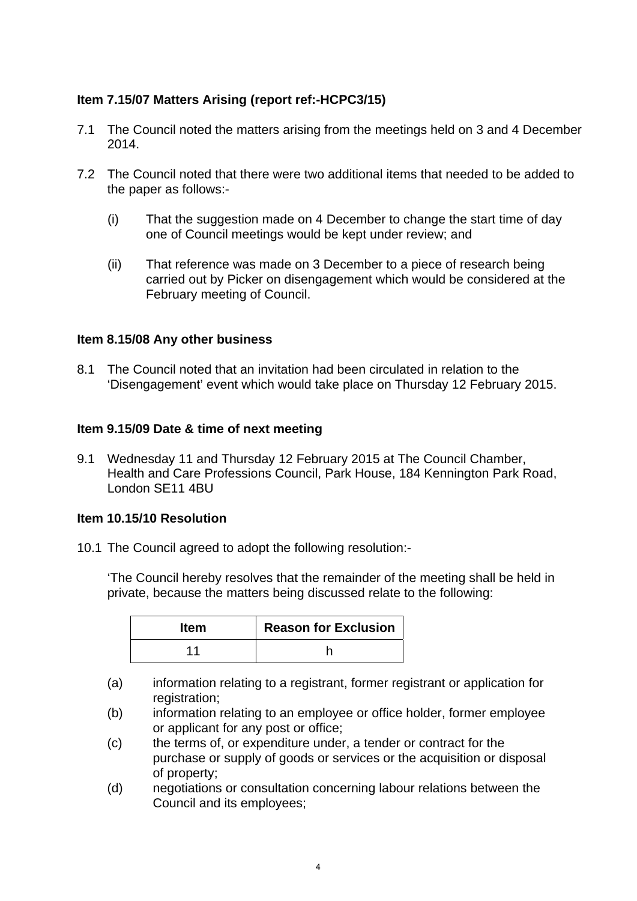**Item 7.15/07 Matters Arising (report ref:-HCPC3/15)**

7.1 The Council noted the matters arising from the meetings held on 3 and 4 December 2014.

7.2 The Council noted that there were two additional items that needed to be added to the paper as follows:-

(i) That the suggestion made on 4 December to change the start time of day one of Council meetings would be kept under review; and

(ii) That reference was made on 3 December to a piece of research being carried out by Picker on disengagement which would be considered at the February meeting of Council.

**Item 8.15/08 Any other business**

8.1 The Council noted that an invitation had been circulated in relation to the 'Disengagement' event which would take place on Thursday 12 February 2015.

**Item 9.15/09 Date & time of next meeting**

9.1 Wednesday 11 and Thursday 12 February 2015 at The Council Chamber, Health and Care Professions Council, Park House, 184 Kennington Park Road, London SE11 4BU

**Item 10.15/10 Resolution**

10.1 The Council agreed to adopt the following resolution:-

'The Council hereby resolves that the remainder of the meeting shall be held in private, because the matters being discussed relate to the following:

| Item | Reason for Exclusion |
|---|---|
| 11 | h |

(a) information relating to a registrant, former registrant or application for registration;
(b) information relating to an employee or office holder, former employee or applicant for any post or office;
(c) the terms of, or expenditure under, a tender or contract for the purchase or supply of goods or services or the acquisition or disposal of property;
(d) negotiations or consultation concerning labour relations between the Council and its employees;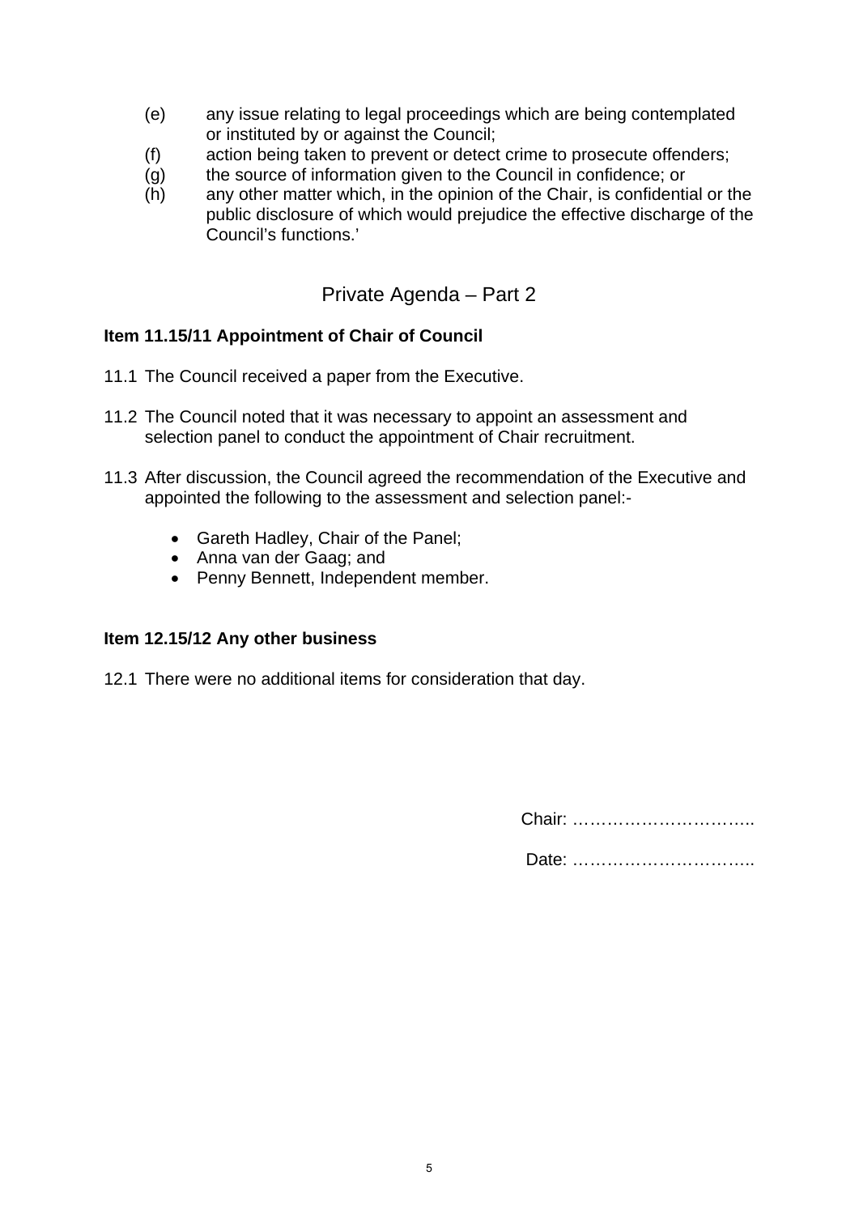(e) any issue relating to legal proceedings which are being contemplated or instituted by or against the Council;

(f) action being taken to prevent or detect crime to prosecute offenders;

(g) the source of information given to the Council in confidence; or

(h) any other matter which, in the opinion of the Chair, is confidential or the public disclosure of which would prejudice the effective discharge of the Council's functions.'

## Private Agenda – Part 2

**Item 11.15/11 Appointment of Chair of Council**

11.1 The Council received a paper from the Executive.

11.2 The Council noted that it was necessary to appoint an assessment and selection panel to conduct the appointment of Chair recruitment.

11.3 After discussion, the Council agreed the recommendation of the Executive and appointed the following to the assessment and selection panel:-

- Gareth Hadley, Chair of the Panel;
- Anna van der Gaag; and
- Penny Bennett, Independent member.

**Item 12.15/12 Any other business**

12.1 There were no additional items for consideration that day.

Chair: …………………………..

Date: …………………………..